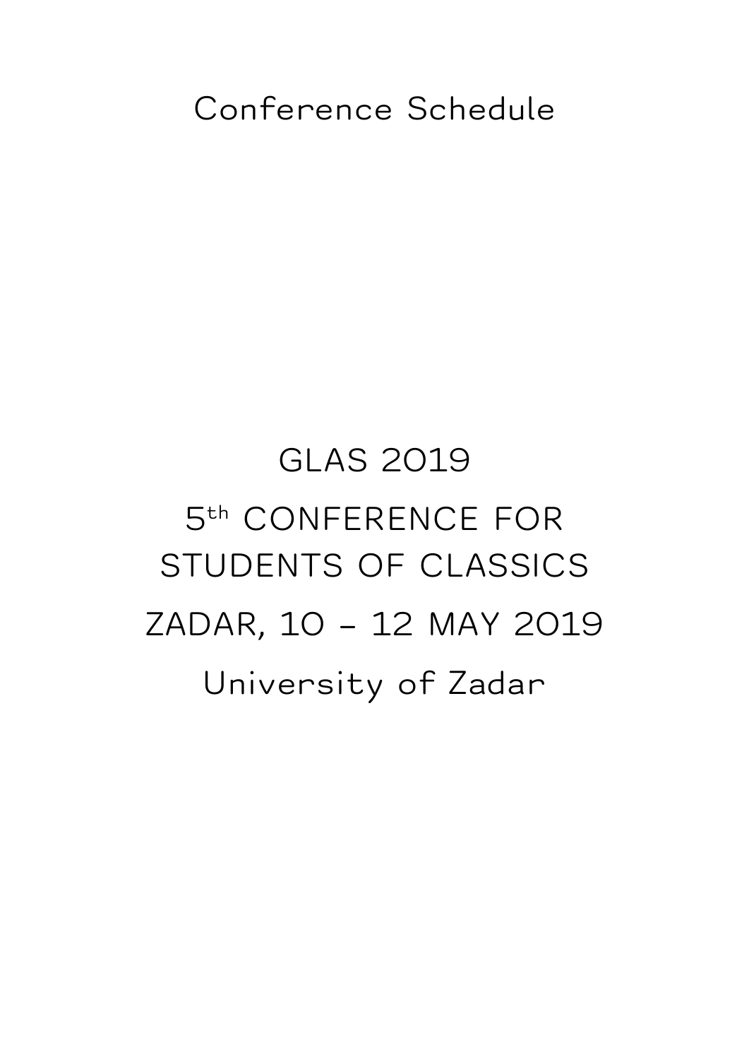# Conference Schedule

# GLAS 2019

## 5th CONFERENCE FOR STUDENTS OF CLASSICS

## ZADAR, 10 – 12 MAY 2019

## University of Zadar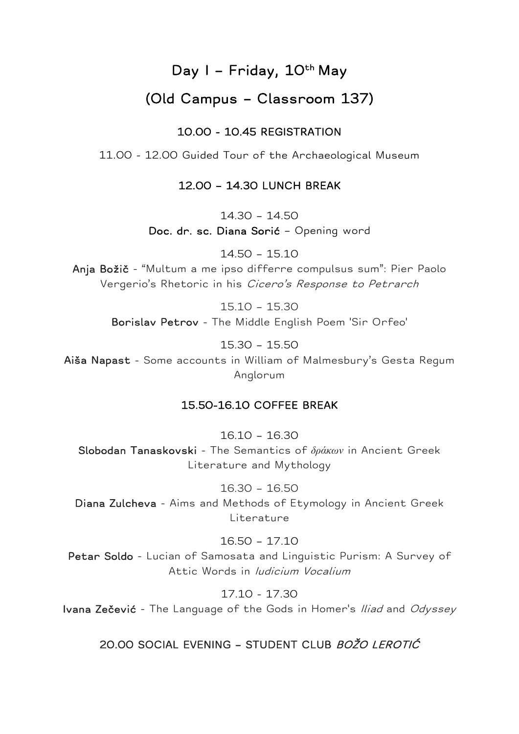# Day I – Friday, 10th May

## (Old Campus – Classroom 137)

**10.00 - 10.45 REGISTRATION**

11.00 - 12.00 Guided Tour of the Archaeological Museum

**12.00 – 14.30 LUNCH BREAK**

14.30 – 14.50
**Doc. dr. sc. Diana Sorić** – Opening word

14.50 – 15.10
**Anja Božič** - "Multum a me ipso differre compulsus sum": Pier Paolo Vergerio's Rhetoric in his *Cicero's Response to Petrarch*

15.10 – 15.30
**Borislav Petrov** - The Middle English Poem 'Sir Orfeo'

15.30 – 15.50
**Aiša Napast** - Some accounts in William of Malmesbury's Gesta Regum Anglorum

**15.50-16.10 COFFEE BREAK**

16.10 – 16.30
**Slobodan Tanaskovski** - The Semantics of *δράκων* in Ancient Greek Literature and Mythology

16.30 – 16.50
**Diana Zulcheva** - Aims and Methods of Etymology in Ancient Greek Literature

16.50 – 17.10
**Petar Soldo** - Lucian of Samosata and Linguistic Purism: A Survey of Attic Words in *Iudicium Vocalium*

17.10 - 17.30
**Ivana Zečević** - The Language of the Gods in Homer's *Iliad* and *Odyssey*

20.00 SOCIAL EVENING – STUDENT CLUB *BOŽO LEROTIĆ*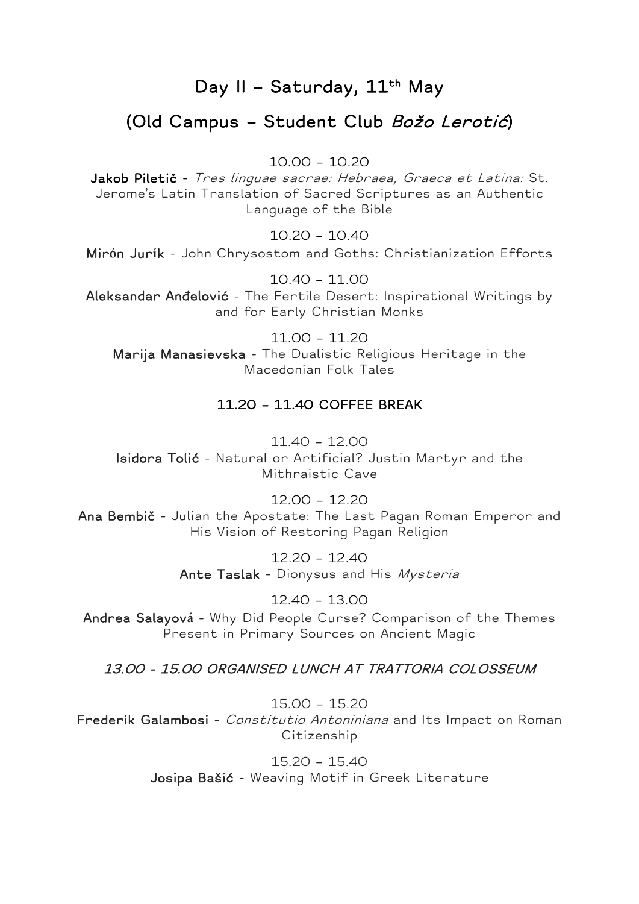## Day II – Saturday, 11th May

## (Old Campus – Student Club *Božo Lerotić*)

10.00 – 10.20
**Jakob Piletič** - *Tres linguae sacrae: Hebraea, Graeca et Latina:* St. Jerome's Latin Translation of Sacred Scriptures as an Authentic Language of the Bible

10.20 – 10.40
**Mirón Jurík** - John Chrysostom and Goths: Christianization Efforts

10.40 – 11.00
**Aleksandar Anđelović** - The Fertile Desert: Inspirational Writings by and for Early Christian Monks

11.00 – 11.20
**Marija Manasievska** - The Dualistic Religious Heritage in the Macedonian Folk Tales

**11.20 – 11.40 COFFEE BREAK**

11.40 – 12.00
**Isidora Tolić** - Natural or Artificial? Justin Martyr and the Mithraistic Cave

12.00 – 12.20
**Ana Bembič** - Julian the Apostate: The Last Pagan Roman Emperor and His Vision of Restoring Pagan Religion

12.20 – 12.40
**Ante Taslak** - Dionysus and His *Mysteria*

12.40 – 13.00
**Andrea Salayová** - Why Did People Curse? Comparison of the Themes Present in Primary Sources on Ancient Magic

*13.00 - 15.00 ORGANISED LUNCH AT TRATTORIA COLOSSEUM*

15.00 – 15.20
**Frederik Galambosi** - *Constitutio Antoniniana* and Its Impact on Roman Citizenship

15.20 – 15.40
**Josipa Bašić** - Weaving Motif in Greek Literature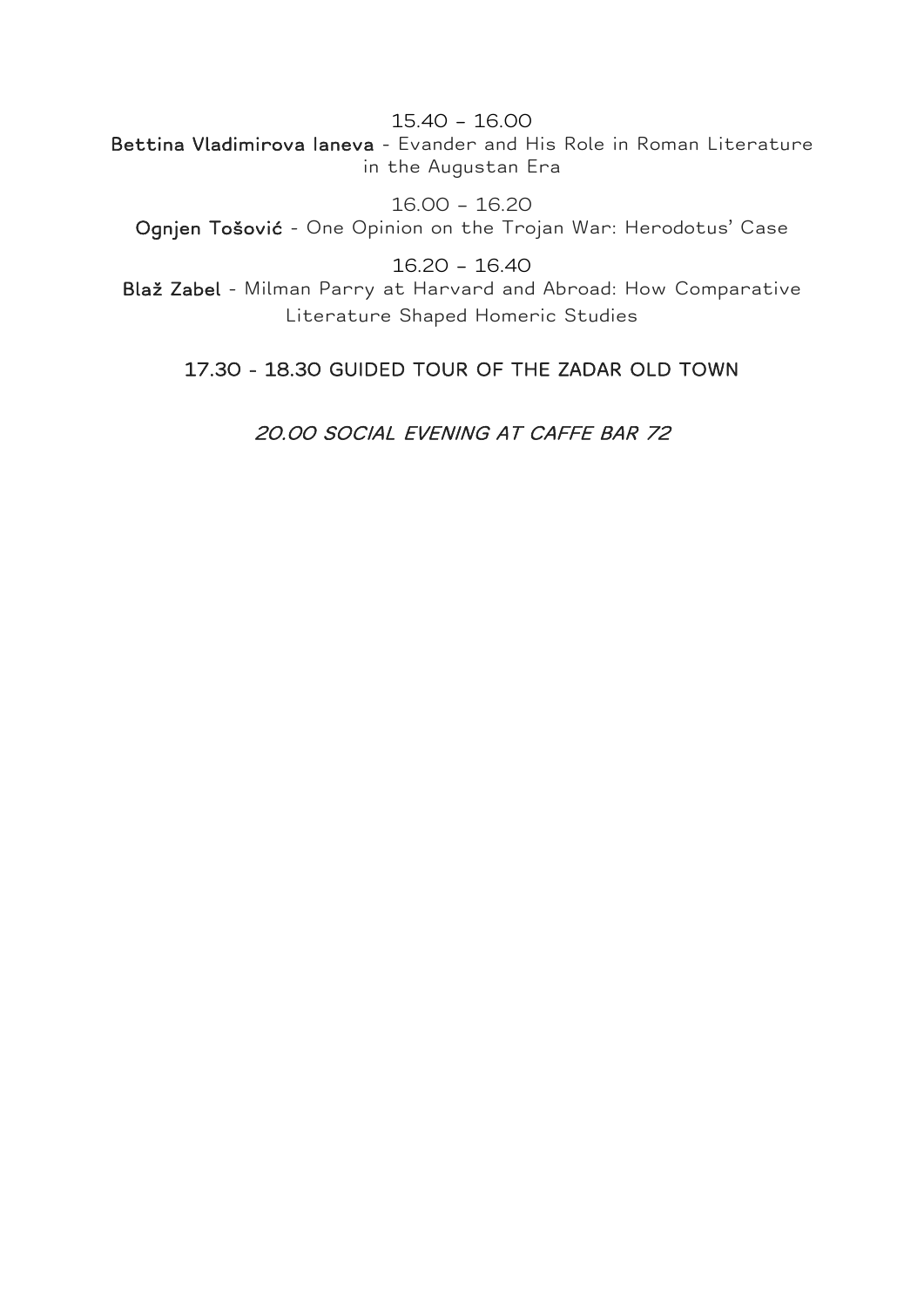15.40 – 16.00

**Bettina Vladimirova Ianeva** - Evander and His Role in Roman Literature in the Augustan Era

16.00 – 16.20

**Ognjen Tošović** - One Opinion on the Trojan War: Herodotus' Case

16.20 – 16.40

**Blaž Zabel** - Milman Parry at Harvard and Abroad: How Comparative Literature Shaped Homeric Studies

17.30 - 18.30 GUIDED TOUR OF THE ZADAR OLD TOWN

*20.00 SOCIAL EVENING AT CAFFE BAR 72*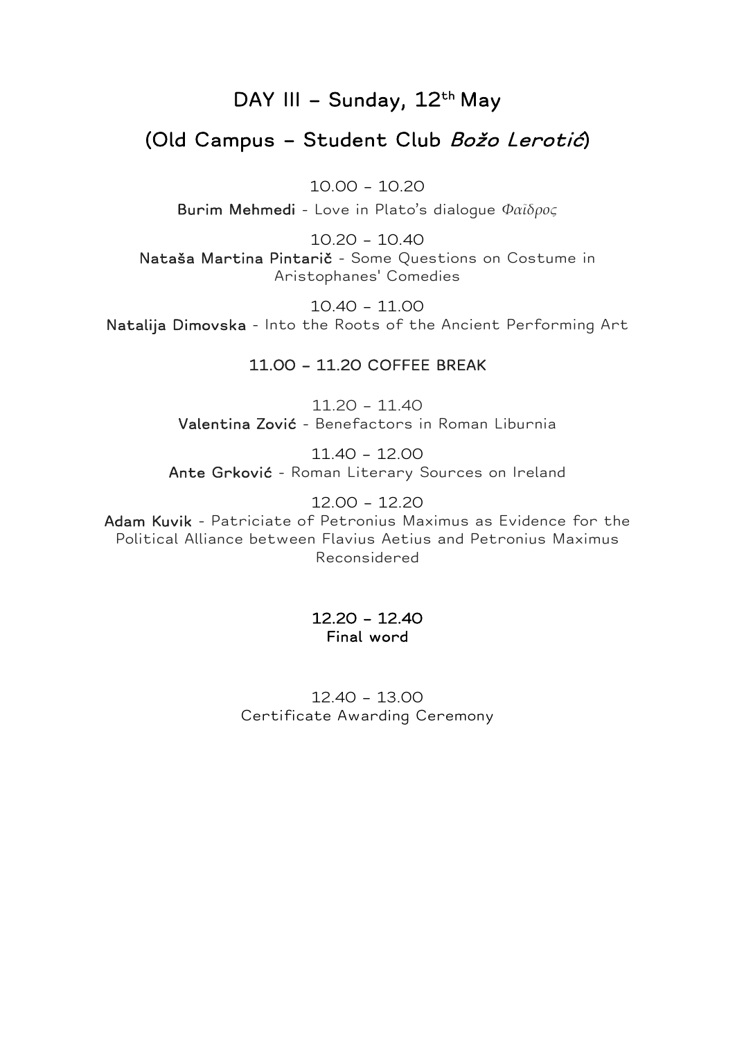## DAY III – Sunday, 12th May

## (Old Campus – Student Club *Božo Lerotić*)

10.00 – 10.20
**Burim Mehmedi** - Love in Plato's dialogue *Φαῖδρος*

10.20 – 10.40
**Nataša Martina Pintarič** - Some Questions on Costume in Aristophanes' Comedies

10.40 – 11.00
**Natalija Dimovska** - Into the Roots of the Ancient Performing Art

**11.00 – 11.20 COFFEE BREAK**

11.20 – 11.40
**Valentina Zović** - Benefactors in Roman Liburnia

11.40 – 12.00
**Ante Grković** - Roman Literary Sources on Ireland

12.00 – 12.20
**Adam Kuvik** - Patriciate of Petronius Maximus as Evidence for the Political Alliance between Flavius Aetius and Petronius Maximus Reconsidered

**12.20 – 12.40**
**Final word**

12.40 – 13.00
Certificate Awarding Ceremony